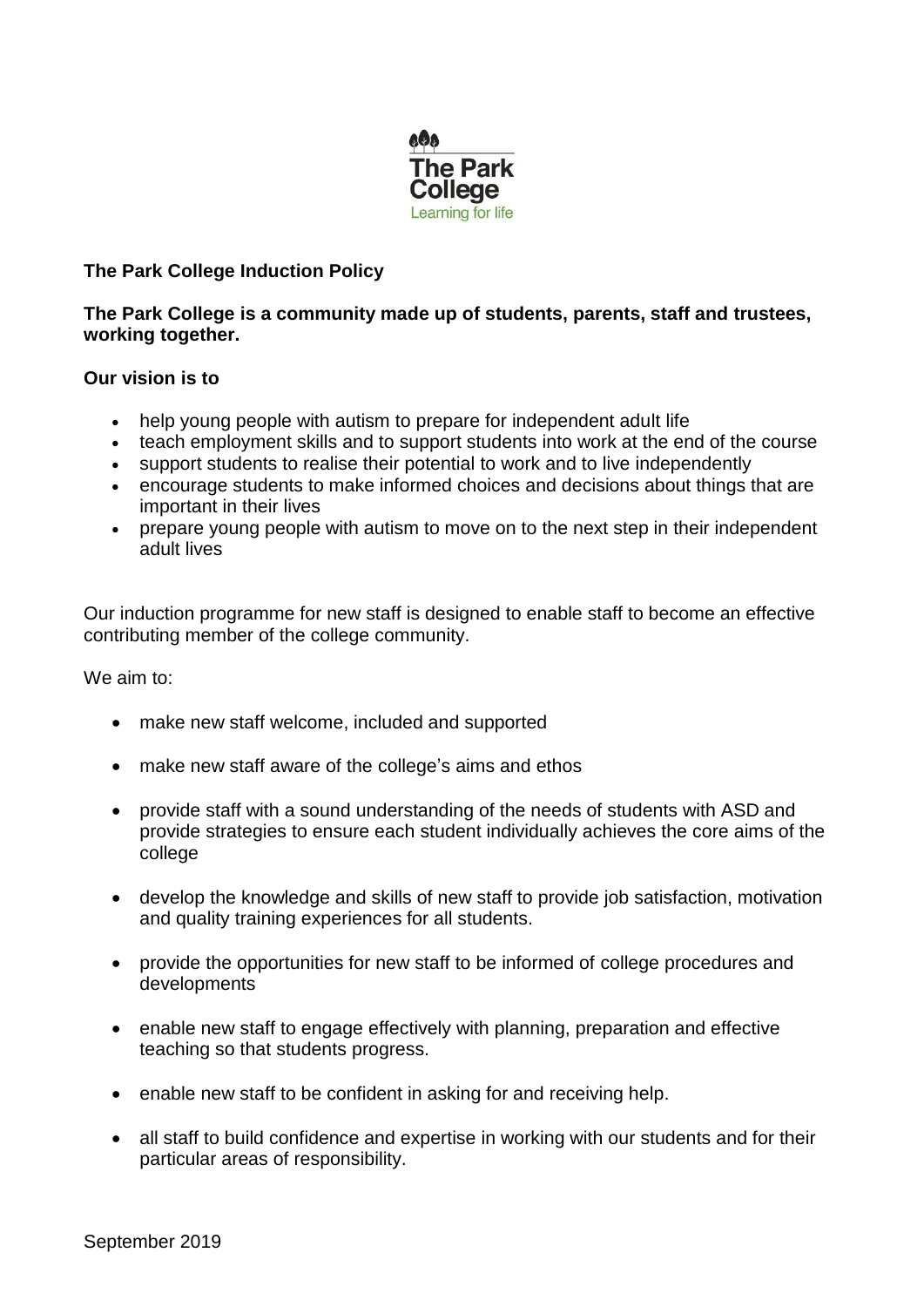The Park College
Learning for life

# The Park College Induction Policy

**The Park College is a community made up of students, parents, staff and trustees, working together.**

**Our vision is to**

- help young people with autism to prepare for independent adult life
- teach employment skills and to support students into work at the end of the course
- support students to realise their potential to work and to live independently
- encourage students to make informed choices and decisions about things that are important in their lives
- prepare young people with autism to move on to the next step in their independent adult lives

Our induction programme for new staff is designed to enable staff to become an effective contributing member of the college community.

We aim to:

- make new staff welcome, included and supported
- make new staff aware of the college's aims and ethos
- provide staff with a sound understanding of the needs of students with ASD and provide strategies to ensure each student individually achieves the core aims of the college
- develop the knowledge and skills of new staff to provide job satisfaction, motivation and quality training experiences for all students.
- provide the opportunities for new staff to be informed of college procedures and developments
- enable new staff to engage effectively with planning, preparation and effective teaching so that students progress.
- enable new staff to be confident in asking for and receiving help.
- all staff to build confidence and expertise in working with our students and for their particular areas of responsibility.

September 2019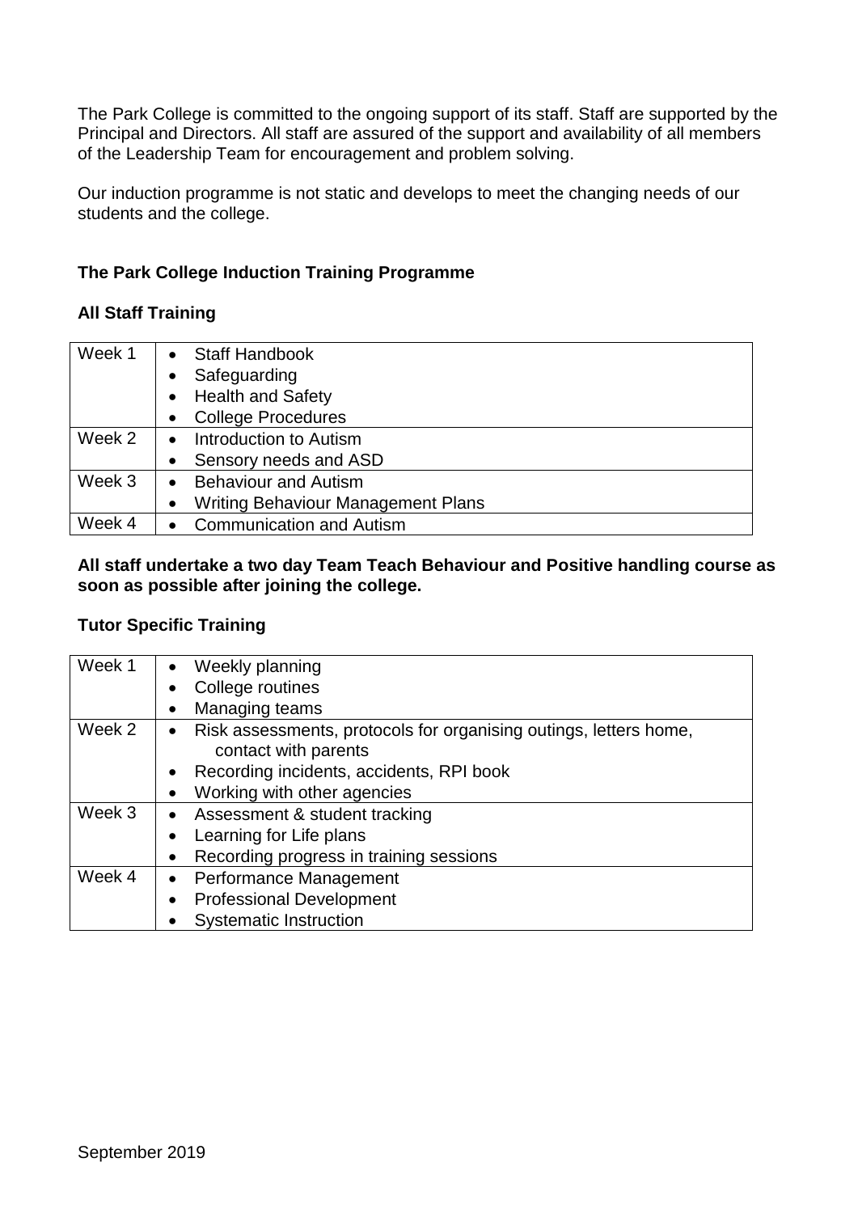The Park College is committed to the ongoing support of its staff. Staff are supported by the Principal and Directors. All staff are assured of the support and availability of all members of the Leadership Team for encouragement and problem solving.

Our induction programme is not static and develops to meet the changing needs of our students and the college.

**The Park College Induction Training Programme**

**All Staff Training**

| | |
|---|---|
| Week 1 | • Staff Handbook<br>• Safeguarding<br>• Health and Safety<br>• College Procedures |
| Week 2 | • Introduction to Autism<br>• Sensory needs and ASD |
| Week 3 | • Behaviour and Autism<br>• Writing Behaviour Management Plans |
| Week 4 | • Communication and Autism |

**All staff undertake a two day Team Teach Behaviour and Positive handling course as soon as possible after joining the college.**

**Tutor Specific Training**

| | |
|---|---|
| Week 1 | • Weekly planning<br>• College routines<br>• Managing teams |
| Week 2 | • Risk assessments, protocols for organising outings, letters home, contact with parents<br>• Recording incidents, accidents, RPI book<br>• Working with other agencies |
| Week 3 | • Assessment & student tracking<br>• Learning for Life plans<br>• Recording progress in training sessions |
| Week 4 | • Performance Management<br>• Professional Development<br>• Systematic Instruction |

September 2019